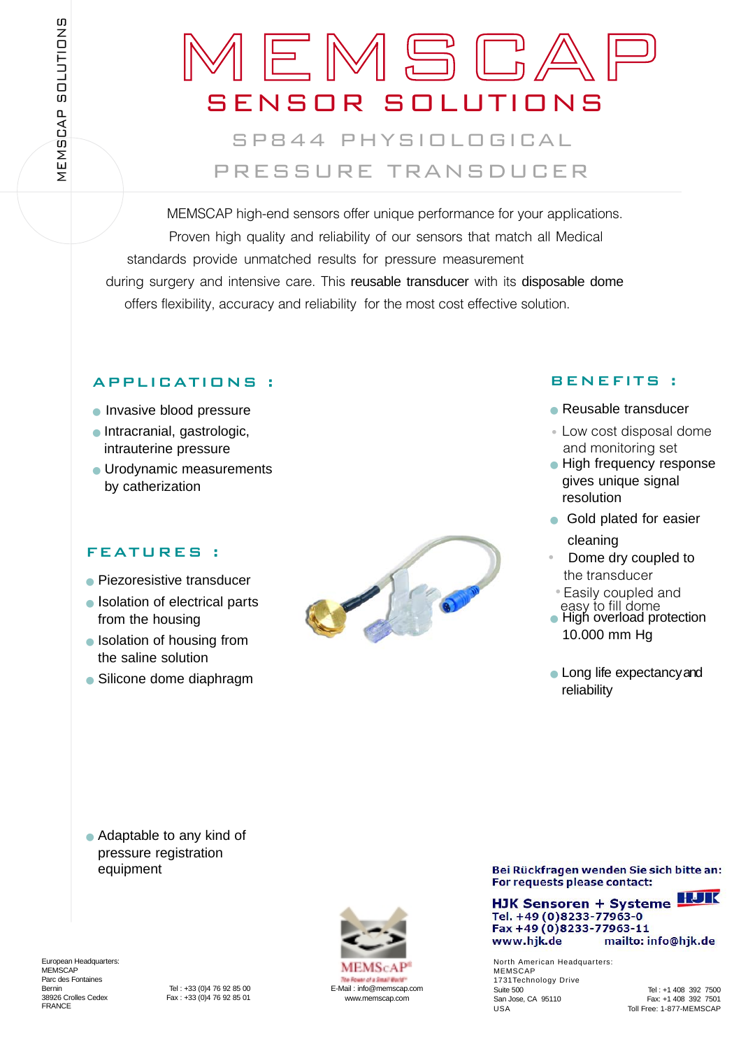MEMSCAP SOLUTIONS

# MEMSCAP

## SENSOR SOLUTIONS

## SP844 PHYSIOLOGICAL PRESSURE TRANSDUCER

MEMSCAP high-end sensors offer unique performance for your applications. Proven high quality and reliability of our sensors that match all Medical standards provide unmatched results for pressure measurement during surgery and intensive care. This reusable transducer with its disposable dome offers flexibility, accuracy and reliability for the most cost effective solution.

### APPLICATIONS :

- Invasive blood pressure
- Intracranial, gastrologic, intrauterine pressure
- Urodynamic measurements by catherization

### FEATURES :

- Piezoresistive transducer
- Isolation of electrical parts from the housing
- Isolation of housing from the saline solution
- Silicone dome diaphragm
- Adaptable to any kind of pressure registration equipment

### BENEFITS :

- Reusable transducer
- Low cost disposal dome and monitoring set
- High frequency response gives unique signal resolution
- Gold plated for easier cleaning
- Dome dry coupled to the transducer
- Easily coupled and easy to fill dome
- High overload protection 10.000 mm Hg
- Long life expectancy and reliability

Bei Rückfragen wenden Sie sich bitte an:
For requests please contact:

**HJK Sensoren + Systeme**
Tel. +49 (0)8233-77963-0
Fax +49 (0)8233-77963-11
www.hjk.de mailto: info@hjk.de

European Headquarters:
MEMSCAP
Parc des Fontaines
Bernin
38926 Crolles Cedex
FRANCE

Tel : +33 (0)4 76 92 85 00
Fax : +33 (0)4 76 92 85 01

MEMSCAP
The Power of a Small World
E-Mail : info@memscap.com
www.memscap.com

North American Headquarters:
MEMSCAP
1731Technology Drive
Suite 500
San Jose, CA 95110
USA

Tel : +1 408 392 7500
Fax: +1 408 392 7501
Toll Free: 1-877-MEMSCAP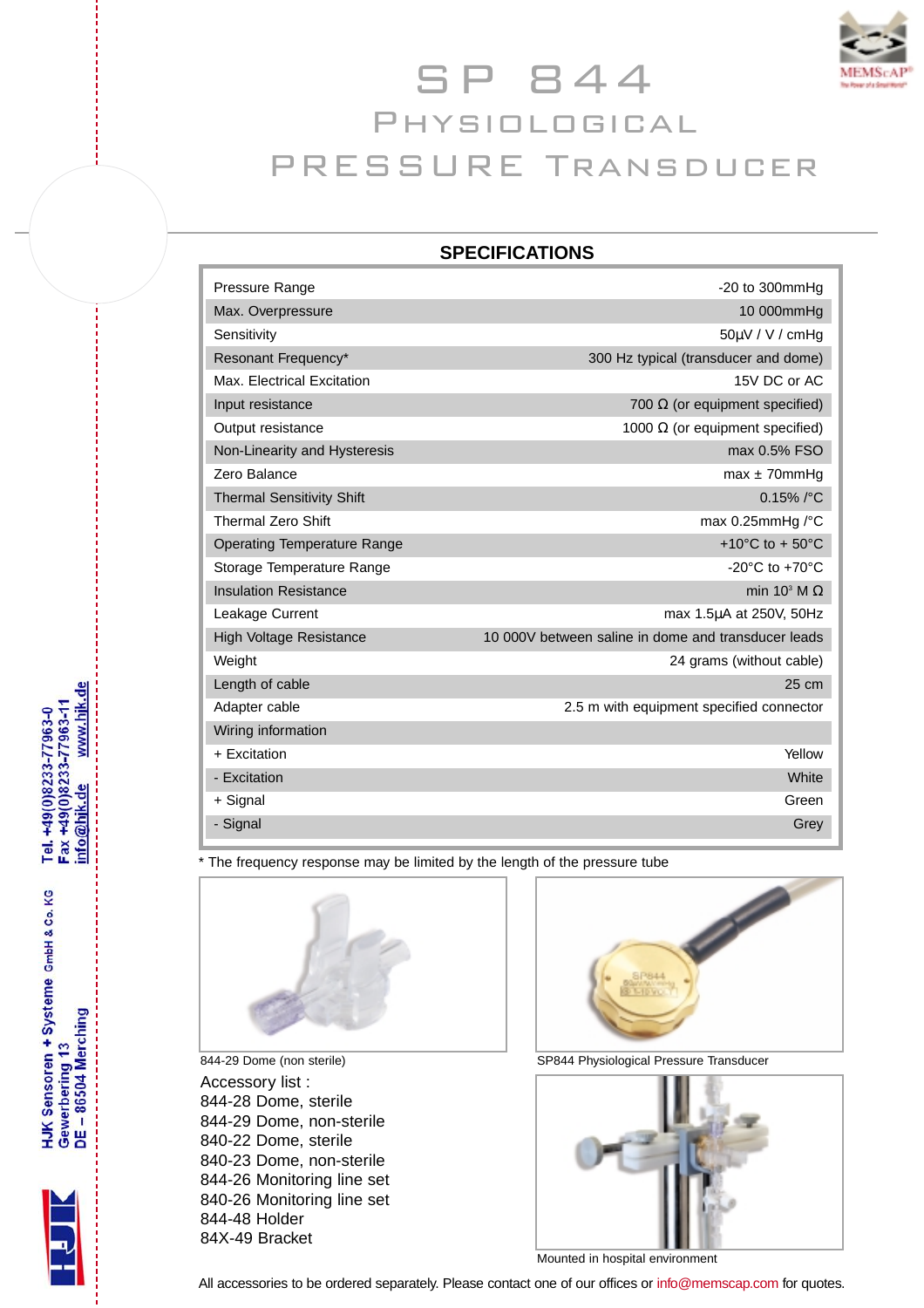# SP 844

## Physiological Pressure Transducer

### SPECIFICATIONS

| | |
|---|---|
| Pressure Range | -20 to 300mmHg |
| Max. Overpressure | 10 000mmHg |
| Sensitivity | 50µV / V / cmHg |
| Resonant Frequency* | 300 Hz typical (transducer and dome) |
| Max. Electrical Excitation | 15V DC or AC |
| Input resistance | 700 Ω (or equipment specified) |
| Output resistance | 1000 Ω (or equipment specified) |
| Non-Linearity and Hysteresis | max 0.5% FSO |
| Zero Balance | max ± 70mmHg |
| Thermal Sensitivity Shift | 0.15% /°C |
| Thermal Zero Shift | max 0.25mmHg /°C |
| Operating Temperature Range | +10°C to + 50°C |
| Storage Temperature Range | -20°C to +70°C |
| Insulation Resistance | min $10^3$ M Ω |
| Leakage Current | max 1.5µA at 250V, 50Hz |
| High Voltage Resistance | 10 000V between saline in dome and transducer leads |
| Weight | 24 grams (without cable) |
| Length of cable | 25 cm |
| Adapter cable | 2.5 m with equipment specified connector |
| Wiring information | |
| + Excitation | Yellow |
| - Excitation | White |
| + Signal | Green |
| - Signal | Grey |

* The frequency response may be limited by the length of the pressure tube

844-29 Dome (non sterile)

SP844 Physiological Pressure Transducer

Accessory list :
844-28 Dome, sterile
844-29 Dome, non-sterile
840-22 Dome, sterile
840-23 Dome, non-sterile
844-26 Monitoring line set
840-26 Monitoring line set
844-48 Holder
84X-49 Bracket

Mounted in hospital environment

All accessories to be ordered separately. Please contact one of our offices or info@memscap.com for quotes.

HJK Sensoren + Systeme GmbH & Co. KG
Gewerbering 13
DE – 86504 Merching
Tel. +49(0)8233-77963-0
Fax +49(0)8233-77963-11
info@hjk.de www.hjk.de